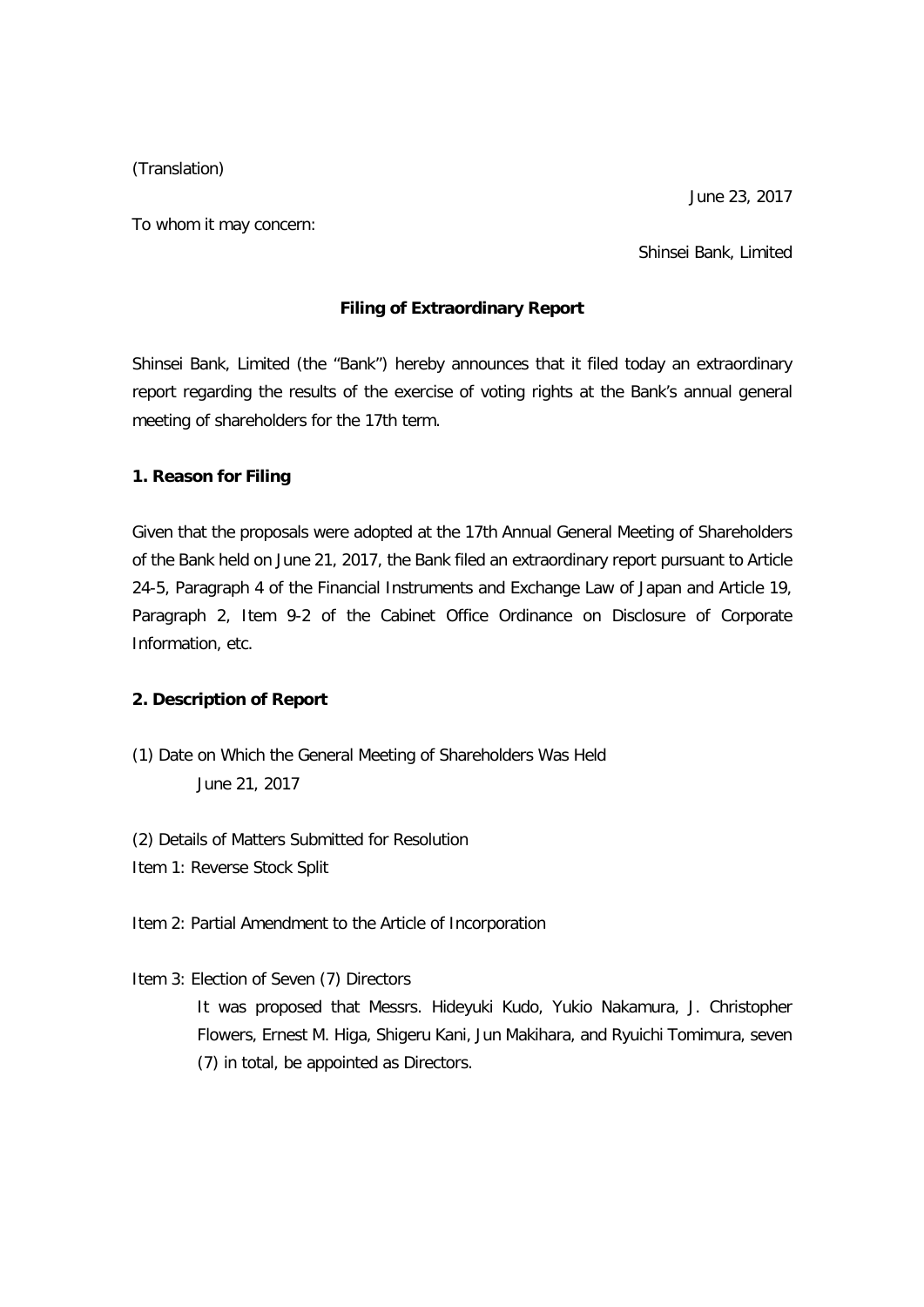(Translation)

June 23, 2017

To whom it may concern:

Shinsei Bank, Limited

## Filing of Extraordinary Report

Shinsei Bank, Limited (the "Bank") hereby announces that it filed today an extraordinary report regarding the results of the exercise of voting rights at the Bank's annual general meeting of shareholders for the 17th term.

### 1. Reason for Filing

Given that the proposals were adopted at the 17th Annual General Meeting of Shareholders of the Bank held on June 21, 2017, the Bank filed an extraordinary report pursuant to Article 24-5, Paragraph 4 of the Financial Instruments and Exchange Law of Japan and Article 19, Paragraph 2, Item 9-2 of the Cabinet Office Ordinance on Disclosure of Corporate Information, etc.

### 2. Description of Report

(1) Date on Which the General Meeting of Shareholders Was Held

June 21, 2017

(2) Details of Matters Submitted for Resolution

Item 1: Reverse Stock Split

Item 2: Partial Amendment to the Article of Incorporation

Item 3: Election of Seven (7) Directors

It was proposed that Messrs. Hideyuki Kudo, Yukio Nakamura, J. Christopher Flowers, Ernest M. Higa, Shigeru Kani, Jun Makihara, and Ryuichi Tomimura, seven (7) in total, be appointed as Directors.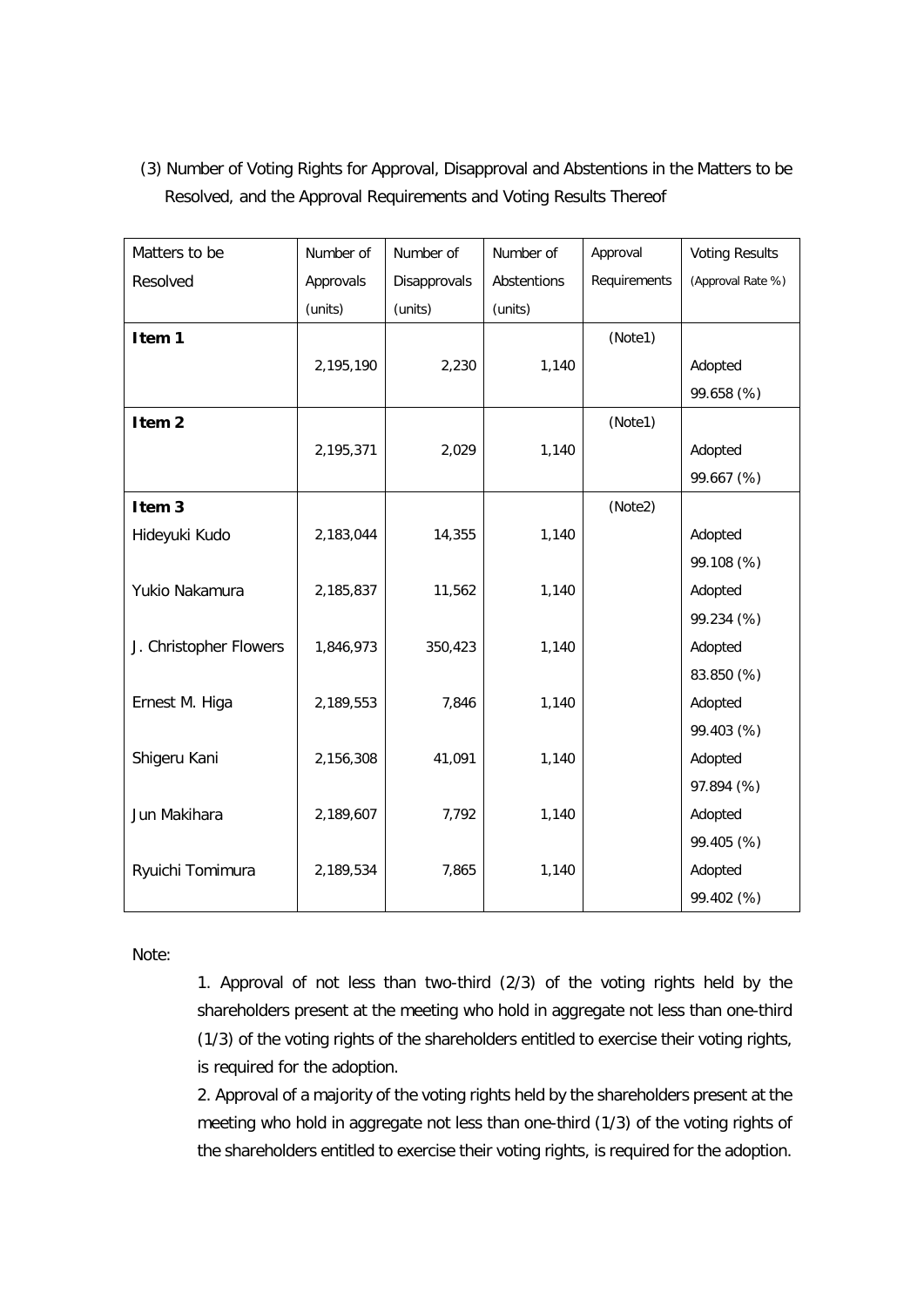(3) Number of Voting Rights for Approval, Disapproval and Abstentions in the Matters to be Resolved, and the Approval Requirements and Voting Results Thereof

| Matters to be Resolved | Number of Approvals (units) | Number of Disapprovals (units) | Number of Abstentions (units) | Approval Requirements | Voting Results (Approval Rate %) |
|---|---|---|---|---|---|
| **Item 1** | 2,195,190 | 2,230 | 1,140 | (Note1) | Adopted 99.658 (%) |
| **Item 2** | 2,195,371 | 2,029 | 1,140 | (Note1) | Adopted 99.667 (%) |
| **Item 3** | | | | (Note2) | |
| Hideyuki Kudo | 2,183,044 | 14,355 | 1,140 | | Adopted 99.108 (%) |
| Yukio Nakamura | 2,185,837 | 11,562 | 1,140 | | Adopted 99.234 (%) |
| J. Christopher Flowers | 1,846,973 | 350,423 | 1,140 | | Adopted 83.850 (%) |
| Ernest M. Higa | 2,189,553 | 7,846 | 1,140 | | Adopted 99.403 (%) |
| Shigeru Kani | 2,156,308 | 41,091 | 1,140 | | Adopted 97.894 (%) |
| Jun Makihara | 2,189,607 | 7,792 | 1,140 | | Adopted 99.405 (%) |
| Ryuichi Tomimura | 2,189,534 | 7,865 | 1,140 | | Adopted 99.402 (%) |

Note:

1. Approval of not less than two-third (2/3) of the voting rights held by the shareholders present at the meeting who hold in aggregate not less than one-third (1/3) of the voting rights of the shareholders entitled to exercise their voting rights, is required for the adoption.

2. Approval of a majority of the voting rights held by the shareholders present at the meeting who hold in aggregate not less than one-third (1/3) of the voting rights of the shareholders entitled to exercise their voting rights, is required for the adoption.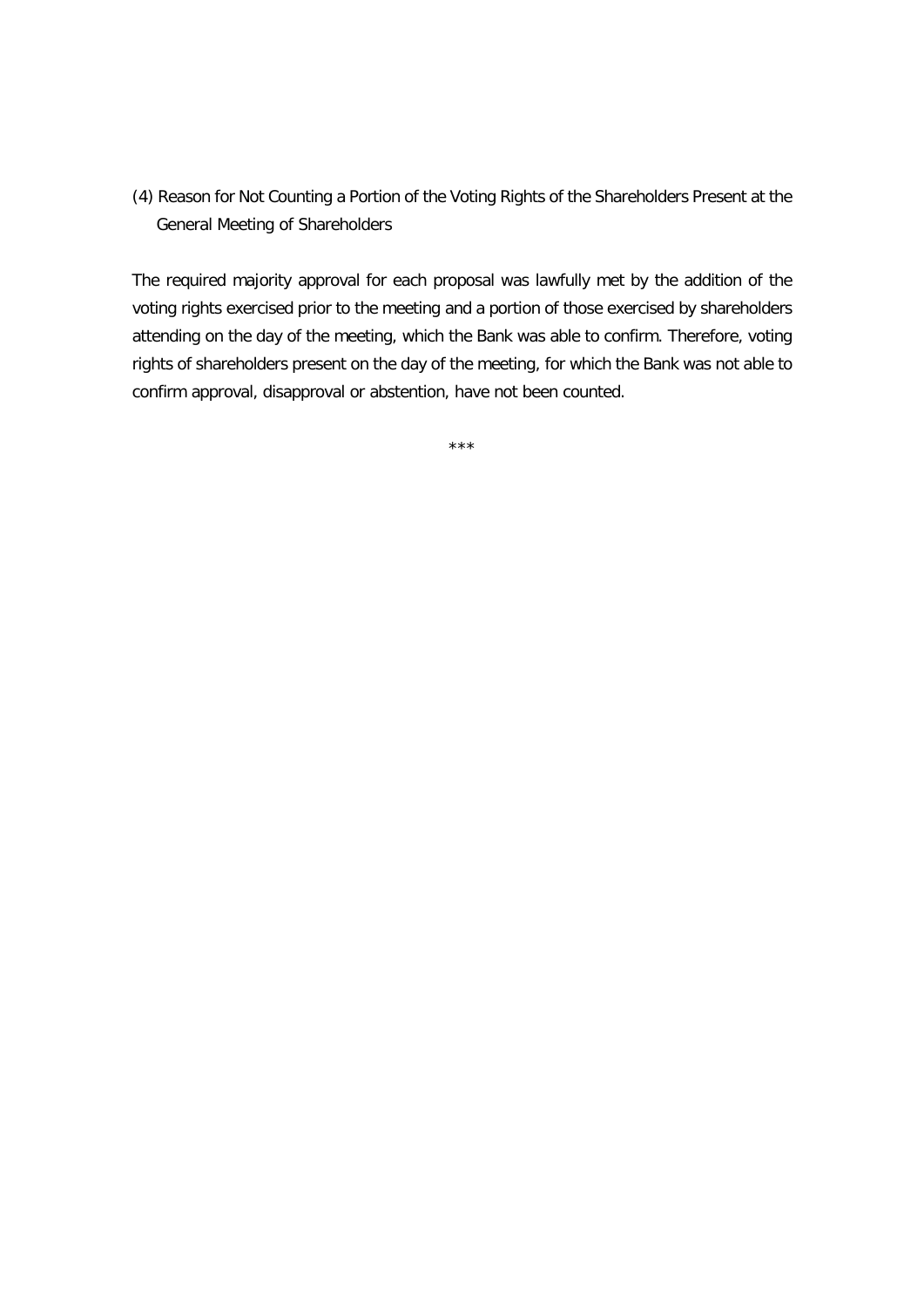(4) Reason for Not Counting a Portion of the Voting Rights of the Shareholders Present at the General Meeting of Shareholders

The required majority approval for each proposal was lawfully met by the addition of the voting rights exercised prior to the meeting and a portion of those exercised by shareholders attending on the day of the meeting, which the Bank was able to confirm. Therefore, voting rights of shareholders present on the day of the meeting, for which the Bank was not able to confirm approval, disapproval or abstention, have not been counted.

***